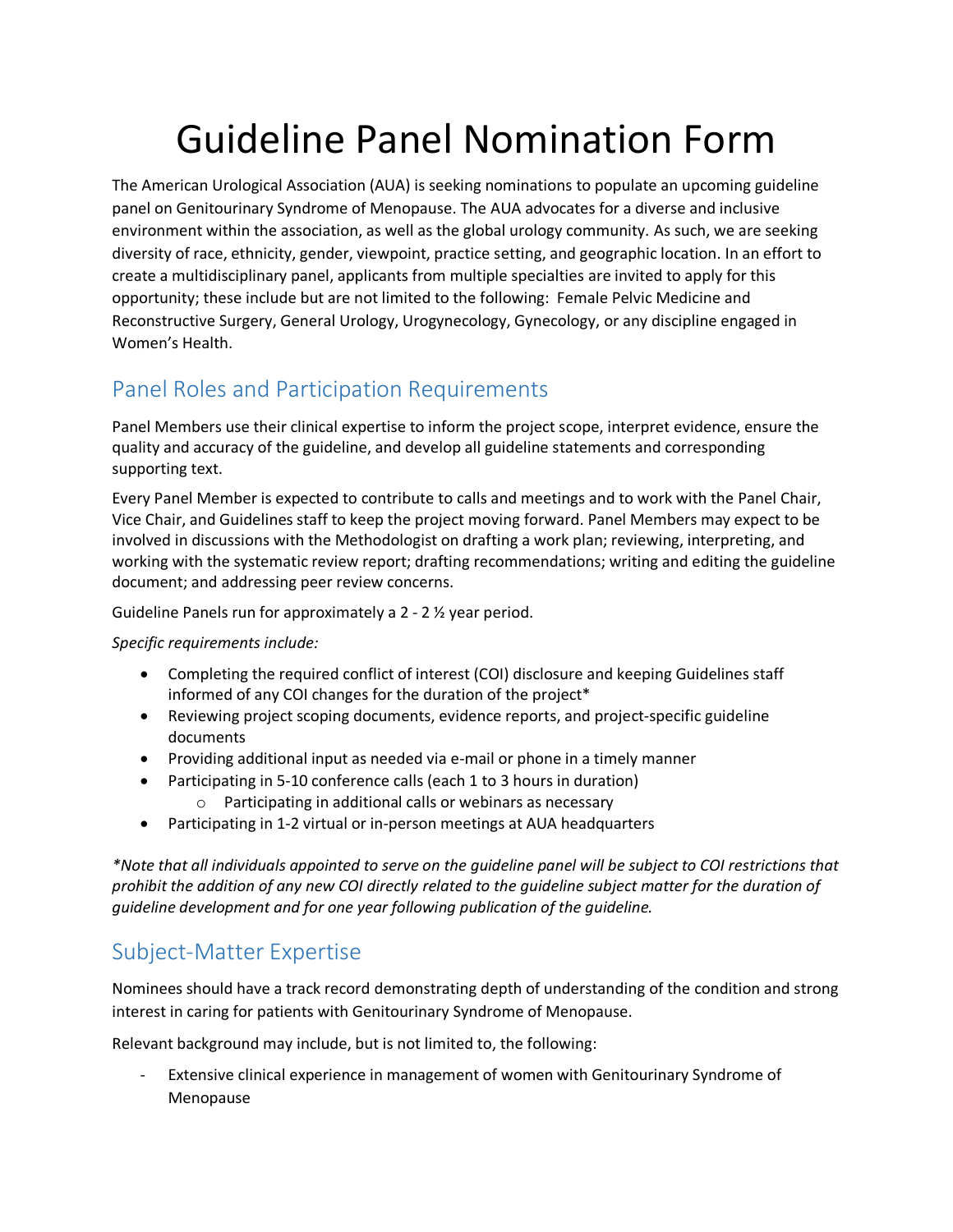# Guideline Panel Nomination Form

The American Urological Association (AUA) is seeking nominations to populate an upcoming guideline panel on Genitourinary Syndrome of Menopause. The AUA advocates for a diverse and inclusive environment within the association, as well as the global urology community. As such, we are seeking diversity of race, ethnicity, gender, viewpoint, practice setting, and geographic location. In an effort to create a multidisciplinary panel, applicants from multiple specialties are invited to apply for this opportunity; these include but are not limited to the following: Female Pelvic Medicine and Reconstructive Surgery, General Urology, Urogynecology, Gynecology, or any discipline engaged in Women's Health.

## Panel Roles and Participation Requirements

Panel Members use their clinical expertise to inform the project scope, interpret evidence, ensure the quality and accuracy of the guideline, and develop all guideline statements and corresponding supporting text.

Every Panel Member is expected to contribute to calls and meetings and to work with the Panel Chair, Vice Chair, and Guidelines staff to keep the project moving forward. Panel Members may expect to be involved in discussions with the Methodologist on drafting a work plan; reviewing, interpreting, and working with the systematic review report; drafting recommendations; writing and editing the guideline document; and addressing peer review concerns.

Guideline Panels run for approximately a 2 - 2 ½ year period.

*Specific requirements include:*

- Completing the required conflict of interest (COI) disclosure and keeping Guidelines staff informed of any COI changes for the duration of the project*
- Reviewing project scoping documents, evidence reports, and project-specific guideline documents
- Providing additional input as needed via e-mail or phone in a timely manner
- Participating in 5-10 conference calls (each 1 to 3 hours in duration)
    - Participating in additional calls or webinars as necessary
- Participating in 1-2 virtual or in-person meetings at AUA headquarters

*\*Note that all individuals appointed to serve on the guideline panel will be subject to COI restrictions that prohibit the addition of any new COI directly related to the guideline subject matter for the duration of guideline development and for one year following publication of the guideline.*

## Subject-Matter Expertise

Nominees should have a track record demonstrating depth of understanding of the condition and strong interest in caring for patients with Genitourinary Syndrome of Menopause.

Relevant background may include, but is not limited to, the following:

- Extensive clinical experience in management of women with Genitourinary Syndrome of Menopause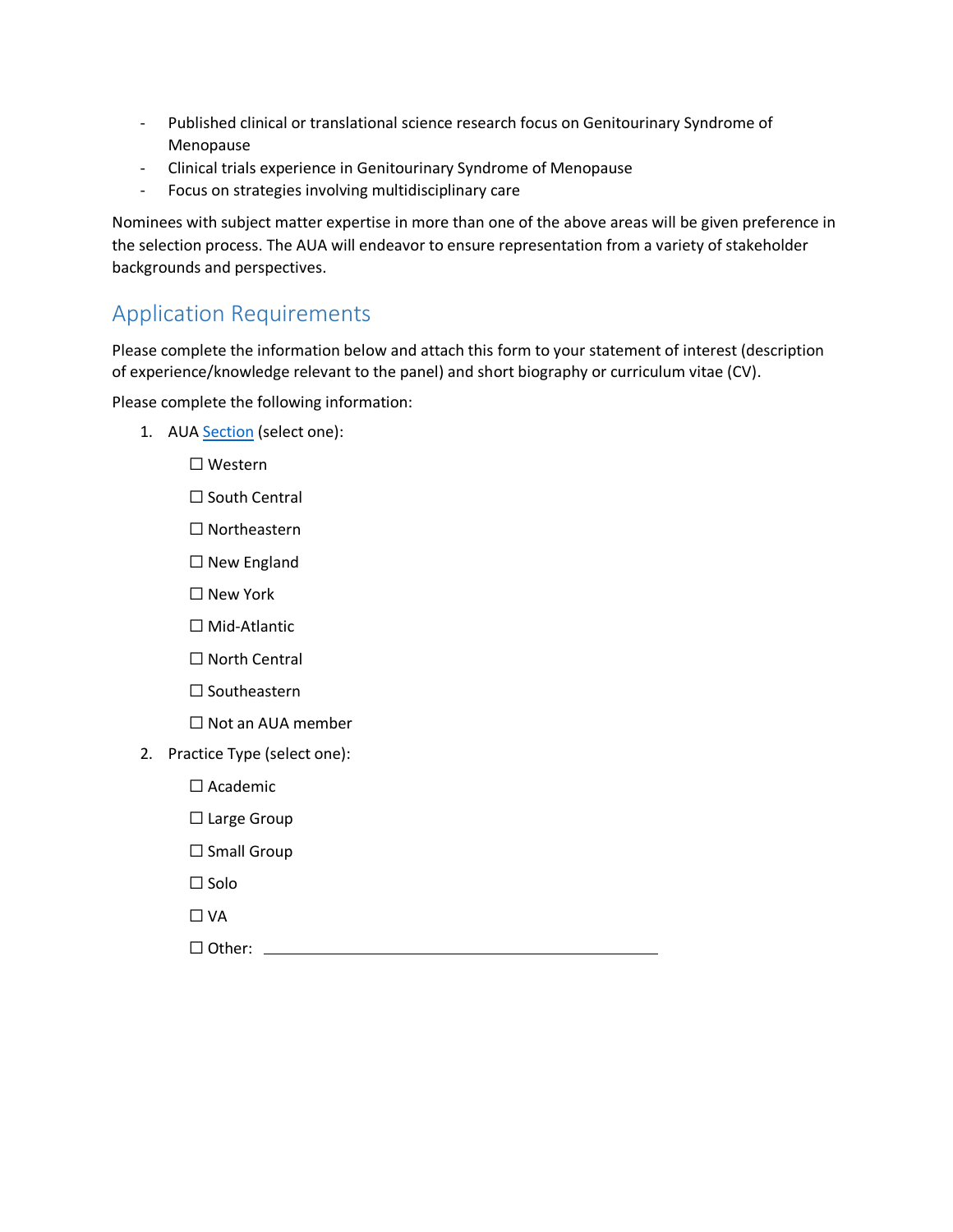- Published clinical or translational science research focus on Genitourinary Syndrome of Menopause
- Clinical trials experience in Genitourinary Syndrome of Menopause
- Focus on strategies involving multidisciplinary care

Nominees with subject matter expertise in more than one of the above areas will be given preference in the selection process. The AUA will endeavor to ensure representation from a variety of stakeholder backgrounds and perspectives.

## Application Requirements

Please complete the information below and attach this form to your statement of interest (description of experience/knowledge relevant to the panel) and short biography or curriculum vitae (CV).

Please complete the following information:

1. AUA Section (select one):

   ☐ Western

   ☐ South Central

   ☐ Northeastern

   ☐ New England

   ☐ New York

   ☐ Mid-Atlantic

   ☐ North Central

   ☐ Southeastern

   ☐ Not an AUA member

2. Practice Type (select one):

   ☐ Academic

   ☐ Large Group

   ☐ Small Group

   ☐ Solo

   ☐ VA

   ☐ Other: ______________________________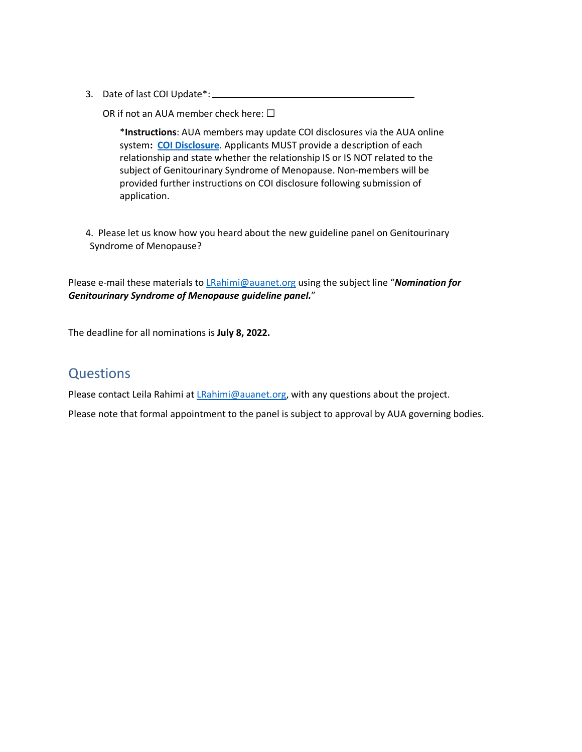3. Date of last COI Update*: ______________________________

   OR if not an AUA member check here: ☐

   *__Instructions__: AUA members may update COI disclosures via the AUA online system**: [COI Disclosure]**. Applicants MUST provide a description of each relationship and state whether the relationship IS or IS NOT related to the subject of Genitourinary Syndrome of Menopause. Non-members will be provided further instructions on COI disclosure following submission of application.

4. Please let us know how you heard about the new guideline panel on Genitourinary Syndrome of Menopause?

Please e-mail these materials to LRahimi@auanet.org using the subject line "***Nomination for Genitourinary Syndrome of Menopause guideline panel.***"

The deadline for all nominations is **July 8, 2022.**

## Questions

Please contact Leila Rahimi at LRahimi@auanet.org, with any questions about the project.

Please note that formal appointment to the panel is subject to approval by AUA governing bodies.